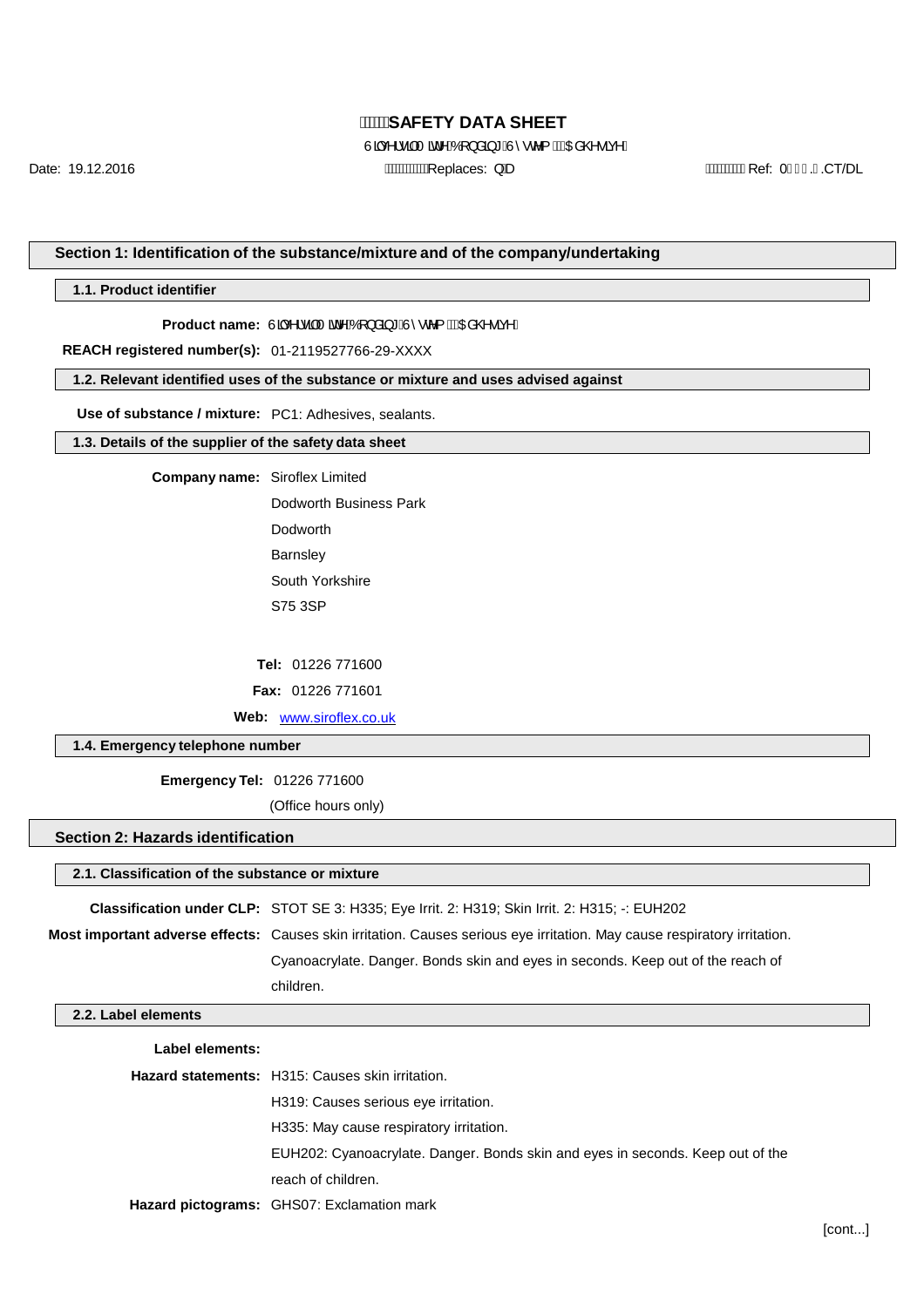# SAFETY DATA SHEET

Silversillite Bonding System Adhesive

Date: 19.12.2016 Replaces: n/a Ref: M.CT/DL

## Section 1: Identification of the substance/mixture and of the company/undertaking

### 1.1. Product identifier

**Product name:** Silversillite Bonding System Adhesive

**REACH registered number(s):** 01-2119527766-29-XXXX

### 1.2. Relevant identified uses of the substance or mixture and uses advised against

**Use of substance / mixture:** PC1: Adhesives, sealants.

### 1.3. Details of the supplier of the safety data sheet

**Company name:** Siroflex Limited

Dodworth Business Park

Dodworth

Barnsley

South Yorkshire

S75 3SP

**Tel:** 01226 771600

**Fax:** 01226 771601

**Web:** www.siroflex.co.uk

### 1.4. Emergency telephone number

**Emergency Tel:** 01226 771600

(Office hours only)

## Section 2: Hazards identification

### 2.1. Classification of the substance or mixture

**Classification under CLP:** STOT SE 3: H335; Eye Irrit. 2: H319; Skin Irrit. 2: H315; -: EUH202

**Most important adverse effects:** Causes skin irritation. Causes serious eye irritation. May cause respiratory irritation. Cyanoacrylate. Danger. Bonds skin and eyes in seconds. Keep out of the reach of children.

### 2.2. Label elements

**Label elements:**

**Hazard statements:** H315: Causes skin irritation.

H319: Causes serious eye irritation.

H335: May cause respiratory irritation.

EUH202: Cyanoacrylate. Danger. Bonds skin and eyes in seconds. Keep out of the reach of children.

**Hazard pictograms:** GHS07: Exclamation mark

[cont...]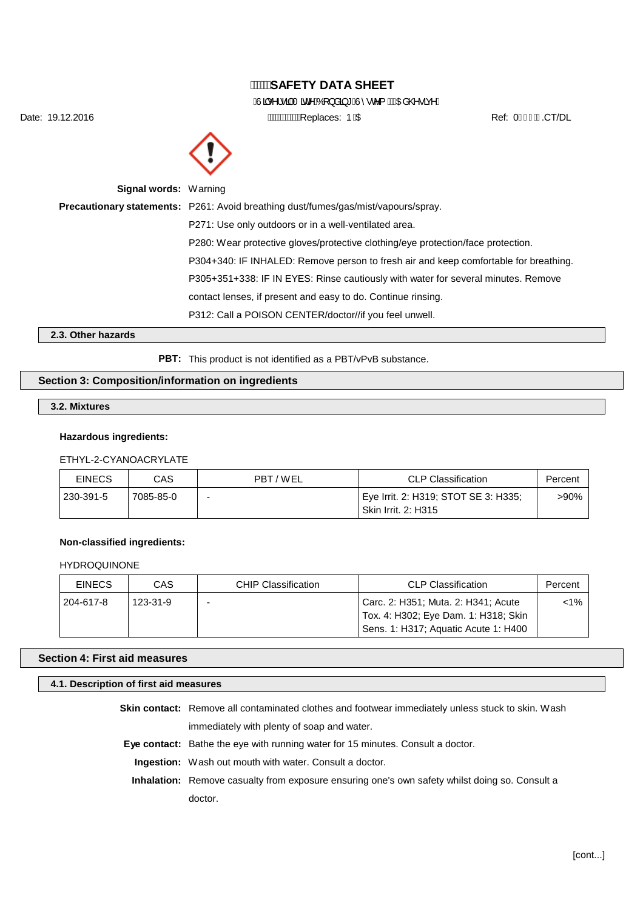**Signal words:** Warning

**Precautionary statements:** P261: Avoid breathing dust/fumes/gas/mist/vapours/spray.

P271: Use only outdoors or in a well-ventilated area.

P280: Wear protective gloves/protective clothing/eye protection/face protection.

P304+340: IF INHALED: Remove person to fresh air and keep comfortable for breathing.

P305+351+338: IF IN EYES: Rinse cautiously with water for several minutes. Remove contact lenses, if present and easy to do. Continue rinsing.

P312: Call a POISON CENTER/doctor//if you feel unwell.

### 2.3. Other hazards

**PBT:** This product is not identified as a PBT/vPvB substance.

## Section 3: Composition/information on ingredients

### 3.2. Mixtures

**Hazardous ingredients:**

ETHYL-2-CYANOACRYLATE

| EINECS | CAS | PBT / WEL | CLP Classification | Percent |
|---|---|---|---|---|
| 230-391-5 | 7085-85-0 | - | Eye Irrit. 2: H319; STOT SE 3: H335; Skin Irrit. 2: H315 | >90% |

**Non-classified ingredients:**

HYDROQUINONE

| EINECS | CAS | CHIP Classification | CLP Classification | Percent |
|---|---|---|---|---|
| 204-617-8 | 123-31-9 | - | Carc. 2: H351; Muta. 2: H341; Acute Tox. 4: H302; Eye Dam. 1: H318; Skin Sens. 1: H317; Aquatic Acute 1: H400 | <1% |

## Section 4: First aid measures

### 4.1. Description of first aid measures

**Skin contact:** Remove all contaminated clothes and footwear immediately unless stuck to skin. Wash immediately with plenty of soap and water.

**Eye contact:** Bathe the eye with running water for 15 minutes. Consult a doctor.

**Ingestion:** Wash out mouth with water. Consult a doctor.

**Inhalation:** Remove casualty from exposure ensuring one's own safety whilst doing so. Consult a doctor.

[cont...]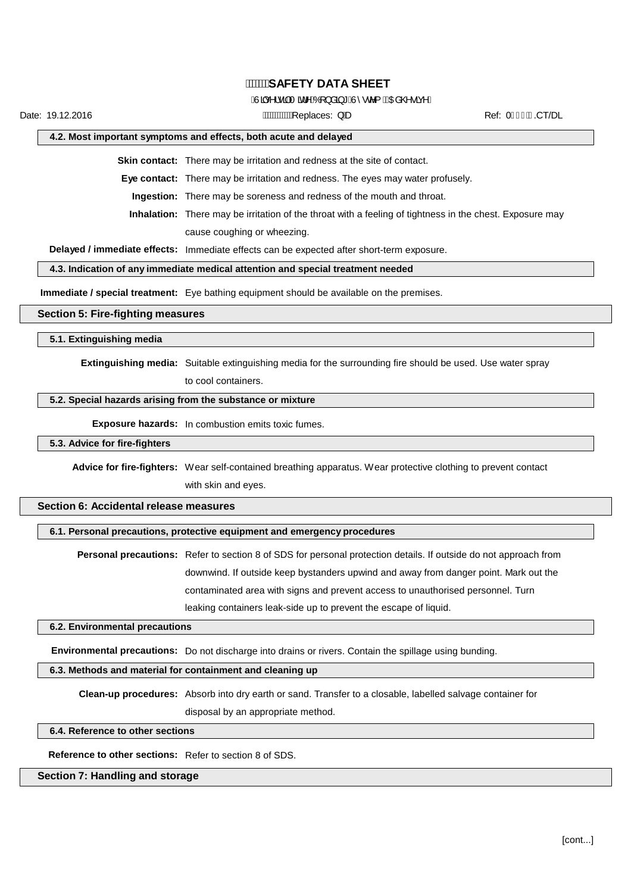#### 4.2. Most important symptoms and effects, both acute and delayed

**Skin contact:** There may be irritation and redness at the site of contact.

**Eye contact:** There may be irritation and redness. The eyes may water profusely.

**Ingestion:** There may be soreness and redness of the mouth and throat.

**Inhalation:** There may be irritation of the throat with a feeling of tightness in the chest. Exposure may cause coughing or wheezing.

**Delayed / immediate effects:** Immediate effects can be expected after short-term exposure.

#### 4.3. Indication of any immediate medical attention and special treatment needed

**Immediate / special treatment:** Eye bathing equipment should be available on the premises.

## Section 5: Fire-fighting measures

#### 5.1. Extinguishing media

**Extinguishing media:** Suitable extinguishing media for the surrounding fire should be used. Use water spray to cool containers.

#### 5.2. Special hazards arising from the substance or mixture

**Exposure hazards:** In combustion emits toxic fumes.

#### 5.3. Advice for fire-fighters

**Advice for fire-fighters:** Wear self-contained breathing apparatus. Wear protective clothing to prevent contact with skin and eyes.

## Section 6: Accidental release measures

#### 6.1. Personal precautions, protective equipment and emergency procedures

**Personal precautions:** Refer to section 8 of SDS for personal protection details. If outside do not approach from downwind. If outside keep bystanders upwind and away from danger point. Mark out the contaminated area with signs and prevent access to unauthorised personnel. Turn leaking containers leak-side up to prevent the escape of liquid.

#### 6.2. Environmental precautions

**Environmental precautions:** Do not discharge into drains or rivers. Contain the spillage using bunding.

#### 6.3. Methods and material for containment and cleaning up

**Clean-up procedures:** Absorb into dry earth or sand. Transfer to a closable, labelled salvage container for disposal by an appropriate method.

#### 6.4. Reference to other sections

**Reference to other sections:** Refer to section 8 of SDS.

## Section 7: Handling and storage

[cont...]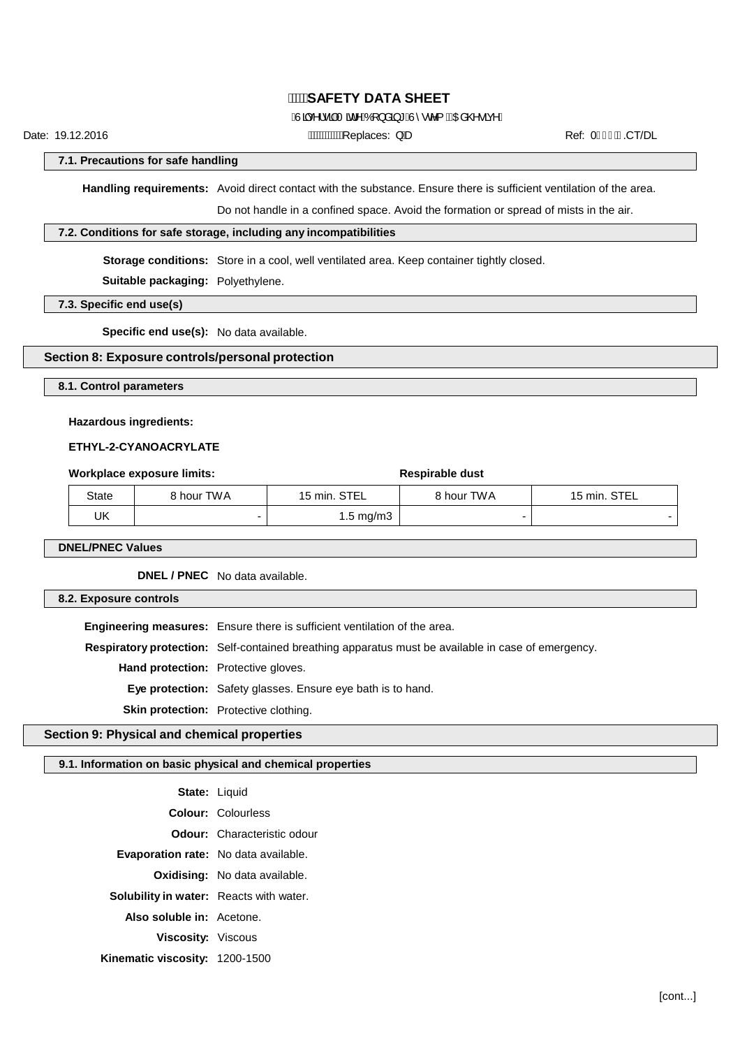### 7.1. Precautions for safe handling

**Handling requirements:** Avoid direct contact with the substance. Ensure there is sufficient ventilation of the area.

Do not handle in a confined space. Avoid the formation or spread of mists in the air.

### 7.2. Conditions for safe storage, including any incompatibilities

**Storage conditions:** Store in a cool, well ventilated area. Keep container tightly closed.

**Suitable packaging:** Polyethylene.

### 7.3. Specific end use(s)

**Specific end use(s):** No data available.

## Section 8: Exposure controls/personal protection

### 8.1. Control parameters

**Hazardous ingredients:**

**ETHYL-2-CYANOACRYLATE**

| Workplace exposure limits: | | | Respirable dust | |
|---|---|---|---|---|
| State | 8 hour TWA | 15 min. STEL | 8 hour TWA | 15 min. STEL |
| UK | - | 1.5 mg/m3 | - | - |

### DNEL/PNEC Values

**DNEL / PNEC** No data available.

### 8.2. Exposure controls

**Engineering measures:** Ensure there is sufficient ventilation of the area.

**Respiratory protection:** Self-contained breathing apparatus must be available in case of emergency.

**Hand protection:** Protective gloves.

**Eye protection:** Safety glasses. Ensure eye bath is to hand.

**Skin protection:** Protective clothing.

## Section 9: Physical and chemical properties

### 9.1. Information on basic physical and chemical properties

**State:** Liquid

**Colour:** Colourless

**Odour:** Characteristic odour

**Evaporation rate:** No data available.

**Oxidising:** No data available.

**Solubility in water:** Reacts with water.

**Also soluble in:** Acetone.

**Viscosity:** Viscous

**Kinematic viscosity:** 1200-1500

[cont...]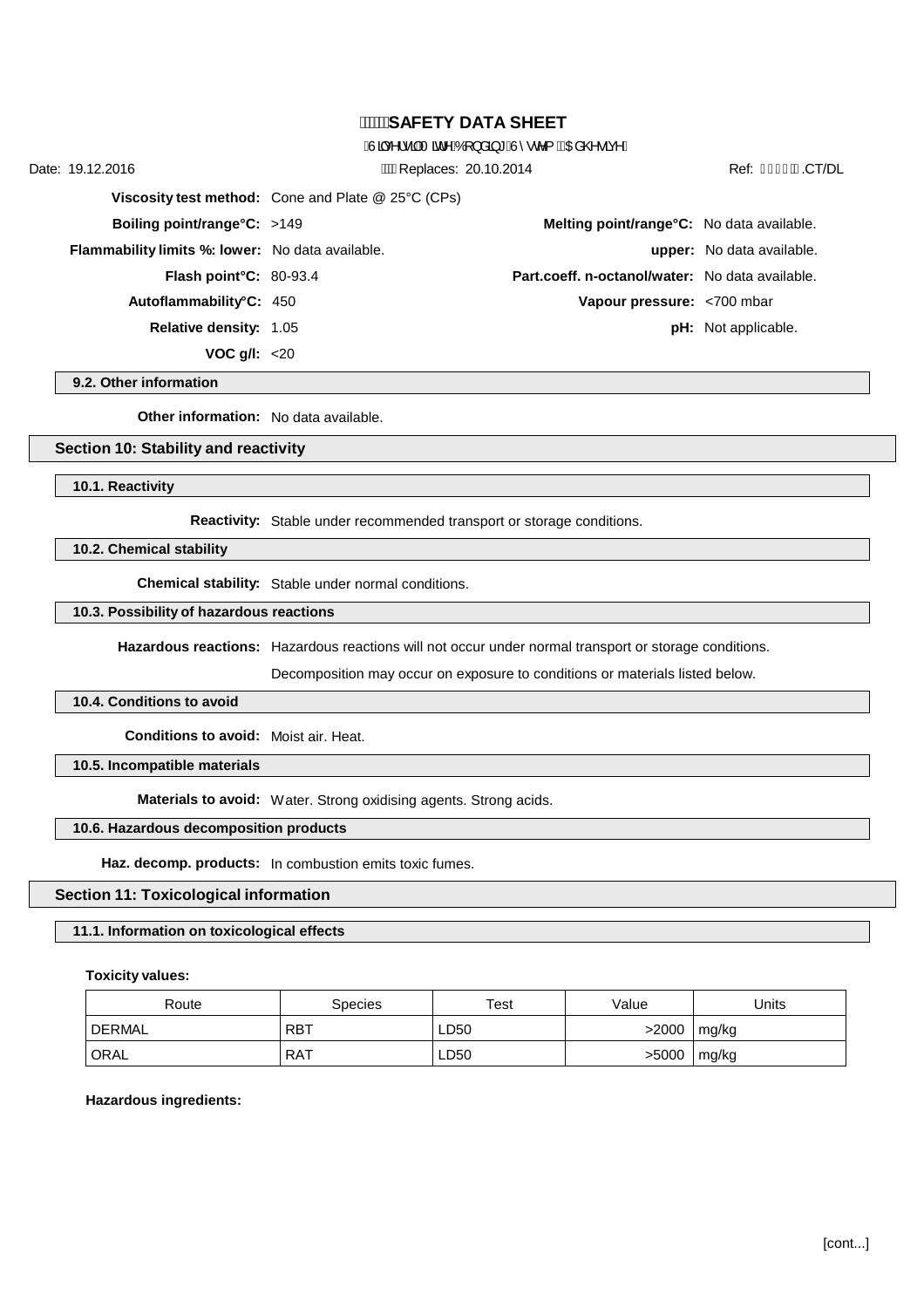| | | | |
|---|---|---|---|
| **Viscosity test method:** | Cone and Plate @ 25°C (CPs) | | |
| **Boiling point/range°C:** | >149 | **Melting point/range°C:** | No data available. |
| **Flammability limits %: lower:** | No data available. | **upper:** | No data available. |
| **Flash point°C:** | 80-93.4 | **Part.coeff. n-octanol/water:** | No data available. |
| **Autoflammability°C:** | 450 | **Vapour pressure:** | <700 mbar |
| **Relative density:** | 1.05 | **pH:** | Not applicable. |
| **VOC g/l:** | <20 | | |

### 9.2. Other information

**Other information:** No data available.

## Section 10: Stability and reactivity

### 10.1. Reactivity

**Reactivity:** Stable under recommended transport or storage conditions.

### 10.2. Chemical stability

**Chemical stability:** Stable under normal conditions.

### 10.3. Possibility of hazardous reactions

**Hazardous reactions:** Hazardous reactions will not occur under normal transport or storage conditions.

Decomposition may occur on exposure to conditions or materials listed below.

### 10.4. Conditions to avoid

**Conditions to avoid:** Moist air. Heat.

### 10.5. Incompatible materials

**Materials to avoid:** Water. Strong oxidising agents. Strong acids.

### 10.6. Hazardous decomposition products

**Haz. decomp. products:** In combustion emits toxic fumes.

## Section 11: Toxicological information

### 11.1. Information on toxicological effects

**Toxicity values:**

| Route | Species | Test | Value | Units |
|---|---|---|---|---|
| DERMAL | RBT | LD50 | >2000 | mg/kg |
| ORAL | RAT | LD50 | >5000 | mg/kg |

**Hazardous ingredients:**

[cont...]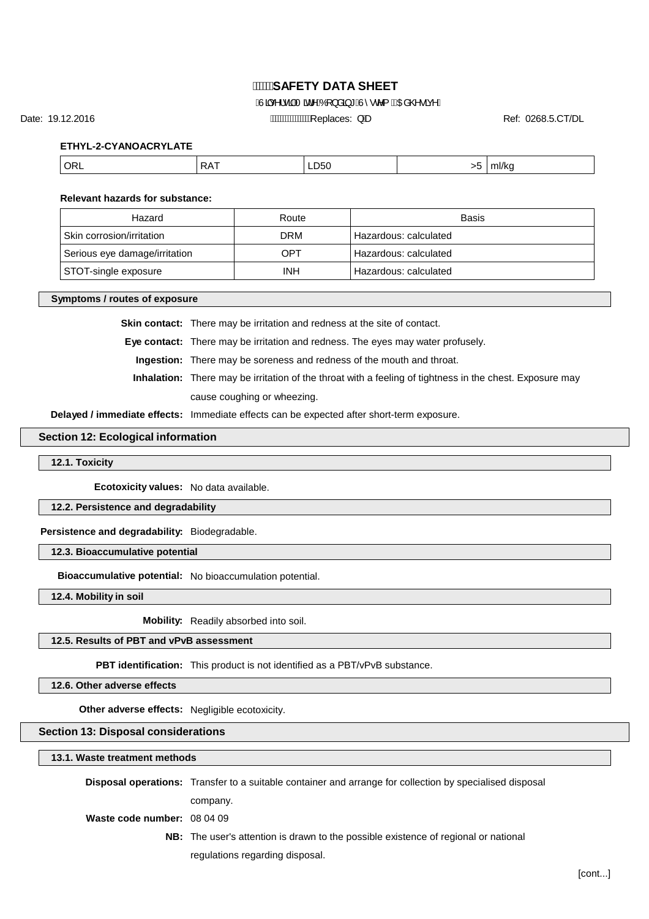**ETHYL-2-CYANOACRYLATE**

| ORL | RAT | LD50 | >5 | ml/kg |
|---|---|---|---|---|

**Relevant hazards for substance:**

| Hazard | Route | Basis |
|---|---|---|
| Skin corrosion/irritation | DRM | Hazardous: calculated |
| Serious eye damage/irritation | OPT | Hazardous: calculated |
| STOT-single exposure | INH | Hazardous: calculated |

### Symptoms / routes of exposure

**Skin contact:** There may be irritation and redness at the site of contact.

**Eye contact:** There may be irritation and redness. The eyes may water profusely.

**Ingestion:** There may be soreness and redness of the mouth and throat.

**Inhalation:** There may be irritation of the throat with a feeling of tightness in the chest. Exposure may cause coughing or wheezing.

**Delayed / immediate effects:** Immediate effects can be expected after short-term exposure.

## Section 12: Ecological information

### 12.1. Toxicity

**Ecotoxicity values:** No data available.

### 12.2. Persistence and degradability

**Persistence and degradability:** Biodegradable.

### 12.3. Bioaccumulative potential

**Bioaccumulative potential:** No bioaccumulation potential.

### 12.4. Mobility in soil

**Mobility:** Readily absorbed into soil.

### 12.5. Results of PBT and vPvB assessment

**PBT identification:** This product is not identified as a PBT/vPvB substance.

### 12.6. Other adverse effects

**Other adverse effects:** Negligible ecotoxicity.

## Section 13: Disposal considerations

### 13.1. Waste treatment methods

**Disposal operations:** Transfer to a suitable container and arrange for collection by specialised disposal company.

**Waste code number:** 08 04 09

**NB:** The user's attention is drawn to the possible existence of regional or national regulations regarding disposal.

[cont...]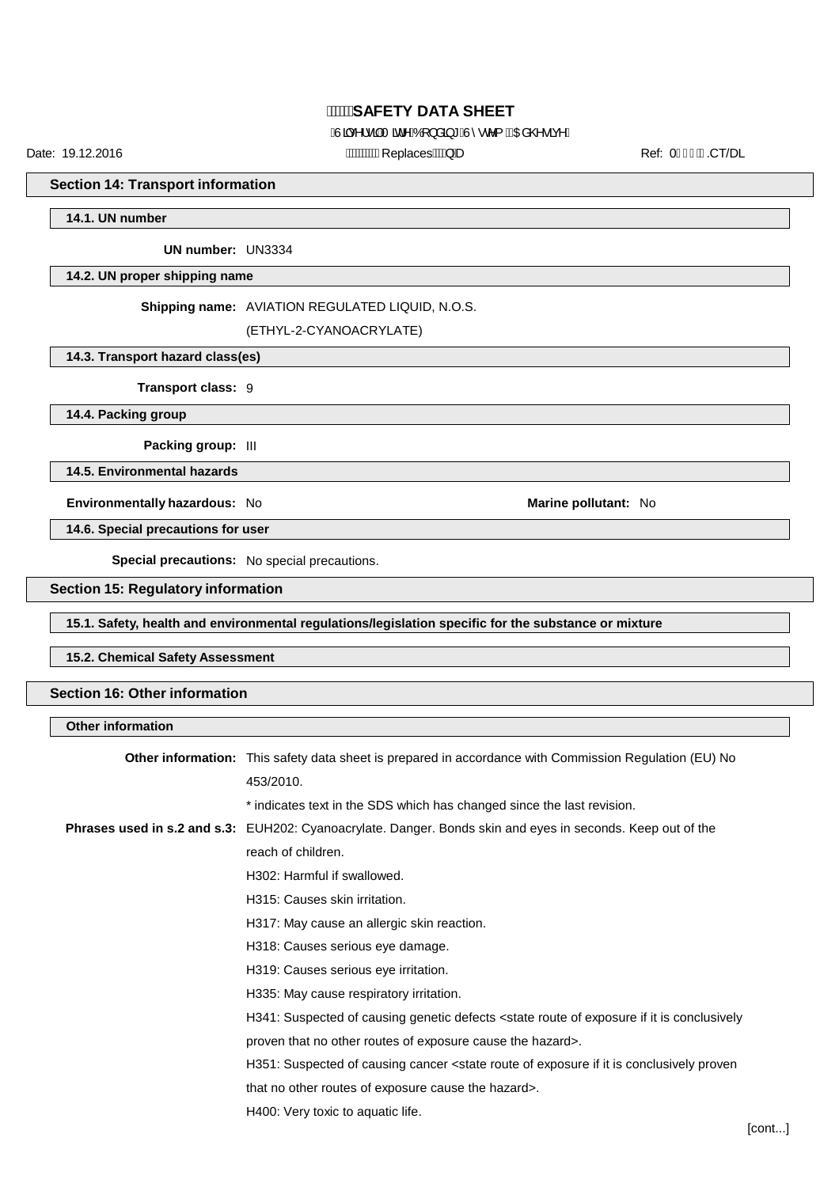## Section 14: Transport information

### 14.1. UN number

**UN number:** UN3334

### 14.2. UN proper shipping name

**Shipping name:** AVIATION REGULATED LIQUID, N.O.S. (ETHYL-2-CYANOACRYLATE)

### 14.3. Transport hazard class(es)

**Transport class:** 9

### 14.4. Packing group

**Packing group:** III

### 14.5. Environmental hazards

**Environmentally hazardous:** No

**Marine pollutant:** No

### 14.6. Special precautions for user

**Special precautions:** No special precautions.

## Section 15: Regulatory information

### 15.1. Safety, health and environmental regulations/legislation specific for the substance or mixture

### 15.2. Chemical Safety Assessment

## Section 16: Other information

### Other information

**Other information:** This safety data sheet is prepared in accordance with Commission Regulation (EU) No 453/2010.

\* indicates text in the SDS which has changed since the last revision.

**Phrases used in s.2 and s.3:** EUH202: Cyanoacrylate. Danger. Bonds skin and eyes in seconds. Keep out of the reach of children.

H302: Harmful if swallowed.

H315: Causes skin irritation.

H317: May cause an allergic skin reaction.

H318: Causes serious eye damage.

H319: Causes serious eye irritation.

H335: May cause respiratory irritation.

H341: Suspected of causing genetic defects <state route of exposure if it is conclusively proven that no other routes of exposure cause the hazard>.

H351: Suspected of causing cancer <state route of exposure if it is conclusively proven that no other routes of exposure cause the hazard>.

H400: Very toxic to aquatic life.

[cont...]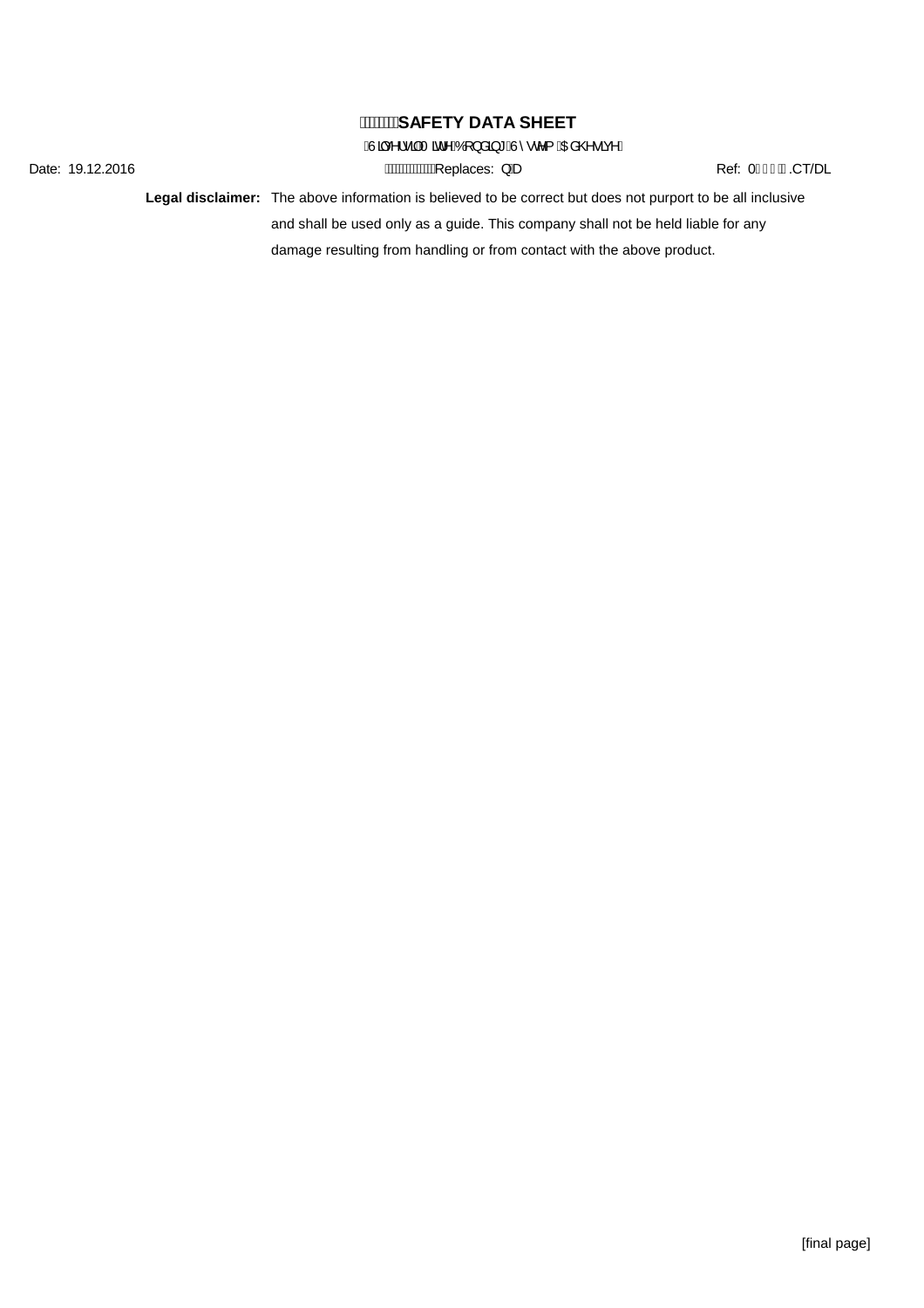**Legal disclaimer:** The above information is believed to be correct but does not purport to be all inclusive and shall be used only as a guide. This company shall not be held liable for any damage resulting from handling or from contact with the above product.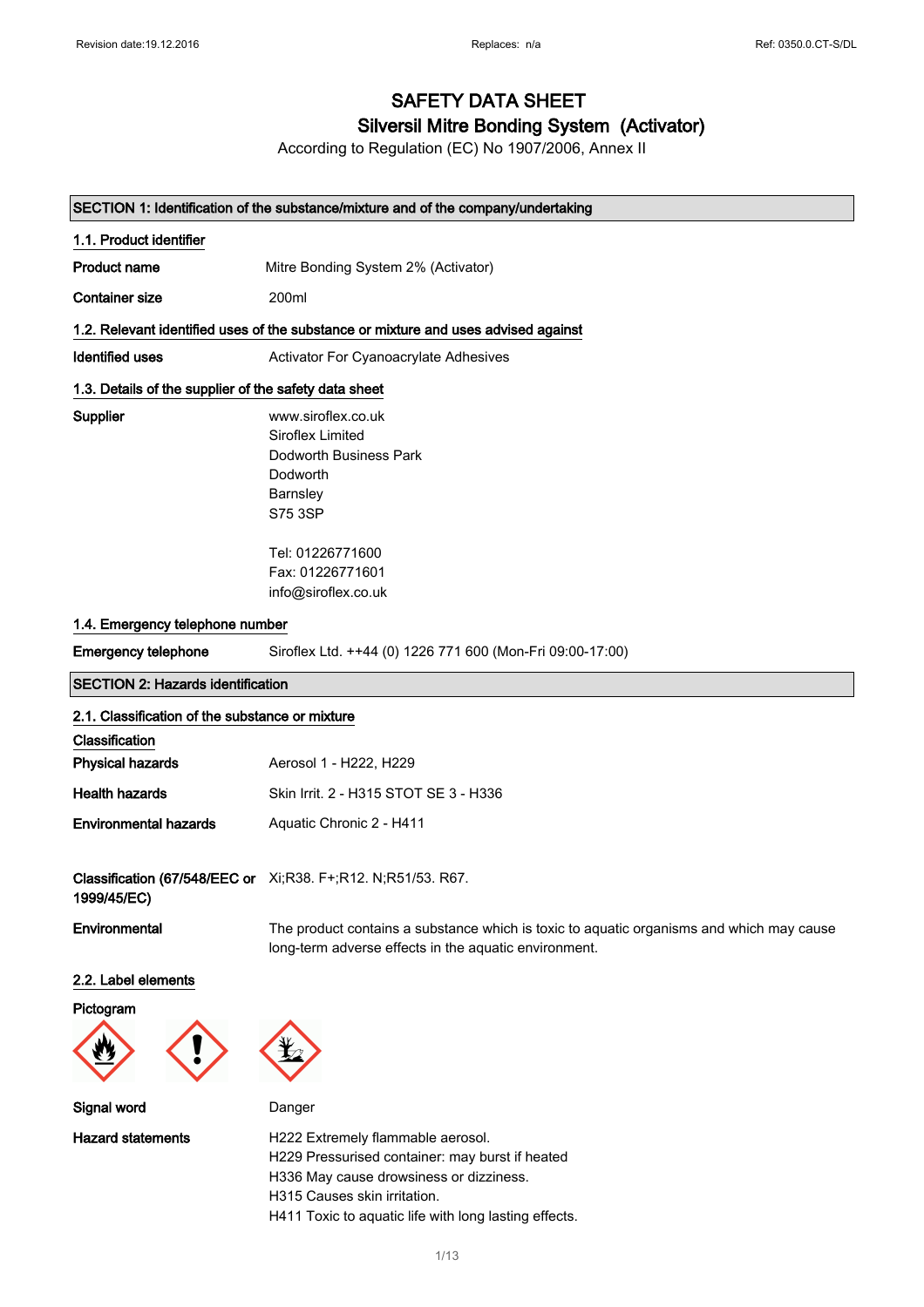# SAFETY DATA SHEET

## Silversil Mitre Bonding System (Activator)

According to Regulation (EC) No 1907/2006, Annex II

Revision date:19.12.2016 | Replaces: n/a | Ref: 0350.0.CT-S/DL

## SECTION 1: Identification of the substance/mixture and of the company/undertaking

### 1.1. Product identifier

**Product name** Mitre Bonding System 2% (Activator)

**Container size** 200ml

### 1.2. Relevant identified uses of the substance or mixture and uses advised against

**Identified uses** Activator For Cyanoacrylate Adhesives

### 1.3. Details of the supplier of the safety data sheet

**Supplier**
www.siroflex.co.uk
Siroflex Limited
Dodworth Business Park
Dodworth
Barnsley
S75 3SP

Tel: 01226771600
Fax: 01226771601
info@siroflex.co.uk

### 1.4. Emergency telephone number

**Emergency telephone** Siroflex Ltd. ++44 (0) 1226 771 600 (Mon-Fri 09:00-17:00)

## SECTION 2: Hazards identification

### 2.1. Classification of the substance or mixture

**Classification**

**Physical hazards** Aerosol 1 - H222, H229

**Health hazards** Skin Irrit. 2 - H315 STOT SE 3 - H336

**Environmental hazards** Aquatic Chronic 2 - H411

**Classification (67/548/EEC or 1999/45/EC)** Xi;R38. F+;R12. N;R51/53. R67.

**Environmental** The product contains a substance which is toxic to aquatic organisms and which may cause long-term adverse effects in the aquatic environment.

### 2.2. Label elements

**Pictogram**

**Signal word** Danger

**Hazard statements**
H222 Extremely flammable aerosol.
H229 Pressurised container: may burst if heated
H336 May cause drowsiness or dizziness.
H315 Causes skin irritation.
H411 Toxic to aquatic life with long lasting effects.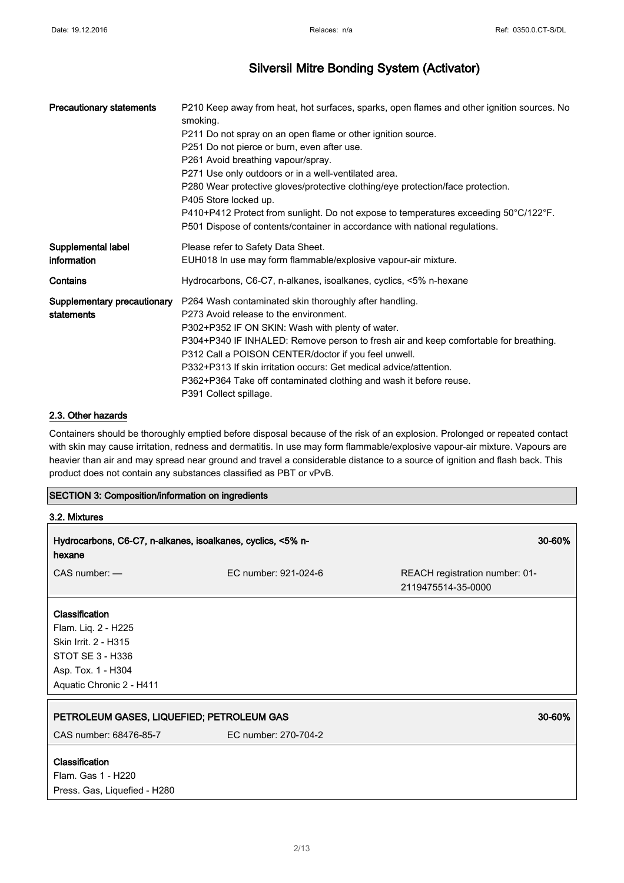| | |
|---|---|
| **Precautionary statements** | P210 Keep away from heat, hot surfaces, sparks, open flames and other ignition sources. No smoking.<br>P211 Do not spray on an open flame or other ignition source.<br>P251 Do not pierce or burn, even after use.<br>P261 Avoid breathing vapour/spray.<br>P271 Use only outdoors or in a well-ventilated area.<br>P280 Wear protective gloves/protective clothing/eye protection/face protection.<br>P405 Store locked up.<br>P410+P412 Protect from sunlight. Do not expose to temperatures exceeding 50°C/122°F.<br>P501 Dispose of contents/container in accordance with national regulations. |
| **Supplemental label information** | Please refer to Safety Data Sheet.<br>EUH018 In use may form flammable/explosive vapour-air mixture. |
| **Contains** | Hydrocarbons, C6-C7, n-alkanes, isoalkanes, cyclics, <5% n-hexane |
| **Supplementary precautionary statements** | P264 Wash contaminated skin thoroughly after handling.<br>P273 Avoid release to the environment.<br>P302+P352 IF ON SKIN: Wash with plenty of water.<br>P304+P340 IF INHALED: Remove person to fresh air and keep comfortable for breathing.<br>P312 Call a POISON CENTER/doctor if you feel unwell.<br>P332+P313 If skin irritation occurs: Get medical advice/attention.<br>P362+P364 Take off contaminated clothing and wash it before reuse.<br>P391 Collect spillage. |

### 2.3. Other hazards

Containers should be thoroughly emptied before disposal because of the risk of an explosion. Prolonged or repeated contact with skin may cause irritation, redness and dermatitis. In use may form flammable/explosive vapour-air mixture. Vapours are heavier than air and may spread near ground and travel a considerable distance to a source of ignition and flash back. This product does not contain any substances classified as PBT or vPvB.

## SECTION 3: Composition/information on ingredients

### 3.2. Mixtures

**Hydrocarbons, C6-C7, n-alkanes, isoalkanes, cyclics, <5% n-hexane** — **30-60%**

CAS number: —
EC number: 921-024-6
REACH registration number: 01-2119475514-35-0000

**Classification**
Flam. Liq. 2 - H225
Skin Irrit. 2 - H315
STOT SE 3 - H336
Asp. Tox. 1 - H304
Aquatic Chronic 2 - H411

**PETROLEUM GASES, LIQUEFIED; PETROLEUM GAS** — **30-60%**

CAS number: 68476-85-7
EC number: 270-704-2

**Classification**
Flam. Gas 1 - H220
Press. Gas, Liquefied - H280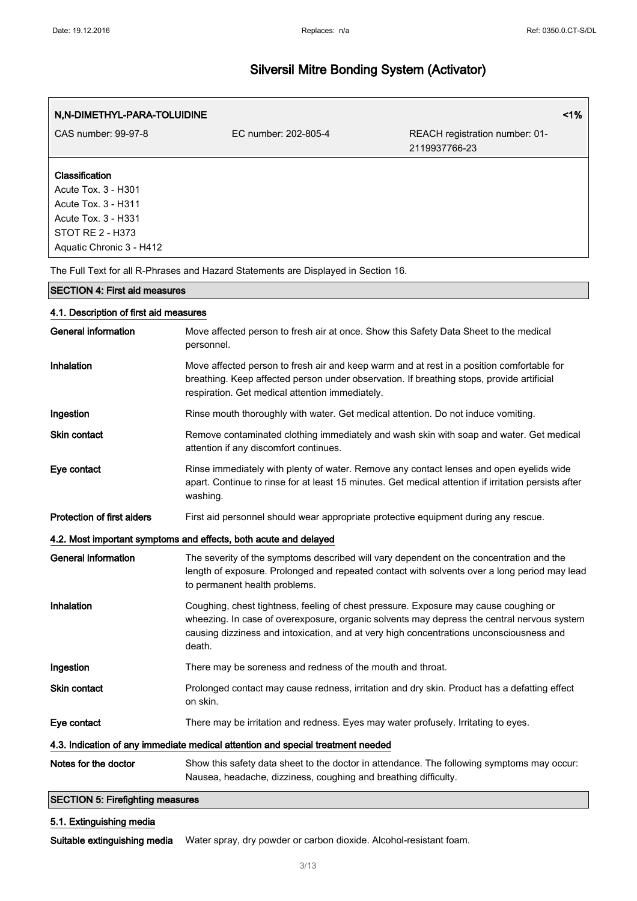# Silversil Mitre Bonding System (Activator)

| N,N-DIMETHYL-PARA-TOLUIDINE | | <1% |
|---|---|---|
| CAS number: 99-97-8 | EC number: 202-805-4 | REACH registration number: 01-2119937766-23 |

**Classification**
Acute Tox. 3 - H301
Acute Tox. 3 - H311
Acute Tox. 3 - H331
STOT RE 2 - H373
Aquatic Chronic 3 - H412

The Full Text for all R-Phrases and Hazard Statements are Displayed in Section 16.

## SECTION 4: First aid measures

### 4.1. Description of first aid measures

**General information** Move affected person to fresh air at once. Show this Safety Data Sheet to the medical personnel.

**Inhalation** Move affected person to fresh air and keep warm and at rest in a position comfortable for breathing. Keep affected person under observation. If breathing stops, provide artificial respiration. Get medical attention immediately.

**Ingestion** Rinse mouth thoroughly with water. Get medical attention. Do not induce vomiting.

**Skin contact** Remove contaminated clothing immediately and wash skin with soap and water. Get medical attention if any discomfort continues.

**Eye contact** Rinse immediately with plenty of water. Remove any contact lenses and open eyelids wide apart. Continue to rinse for at least 15 minutes. Get medical attention if irritation persists after washing.

**Protection of first aiders** First aid personnel should wear appropriate protective equipment during any rescue.

### 4.2. Most important symptoms and effects, both acute and delayed

**General information** The severity of the symptoms described will vary dependent on the concentration and the length of exposure. Prolonged and repeated contact with solvents over a long period may lead to permanent health problems.

**Inhalation** Coughing, chest tightness, feeling of chest pressure. Exposure may cause coughing or wheezing. In case of overexposure, organic solvents may depress the central nervous system causing dizziness and intoxication, and at very high concentrations unconsciousness and death.

**Ingestion** There may be soreness and redness of the mouth and throat.

**Skin contact** Prolonged contact may cause redness, irritation and dry skin. Product has a defatting effect on skin.

**Eye contact** There may be irritation and redness. Eyes may water profusely. Irritating to eyes.

### 4.3. Indication of any immediate medical attention and special treatment needed

**Notes for the doctor** Show this safety data sheet to the doctor in attendance. The following symptoms may occur: Nausea, headache, dizziness, coughing and breathing difficulty.

## SECTION 5: Firefighting measures

### 5.1. Extinguishing media

**Suitable extinguishing media** Water spray, dry powder or carbon dioxide. Alcohol-resistant foam.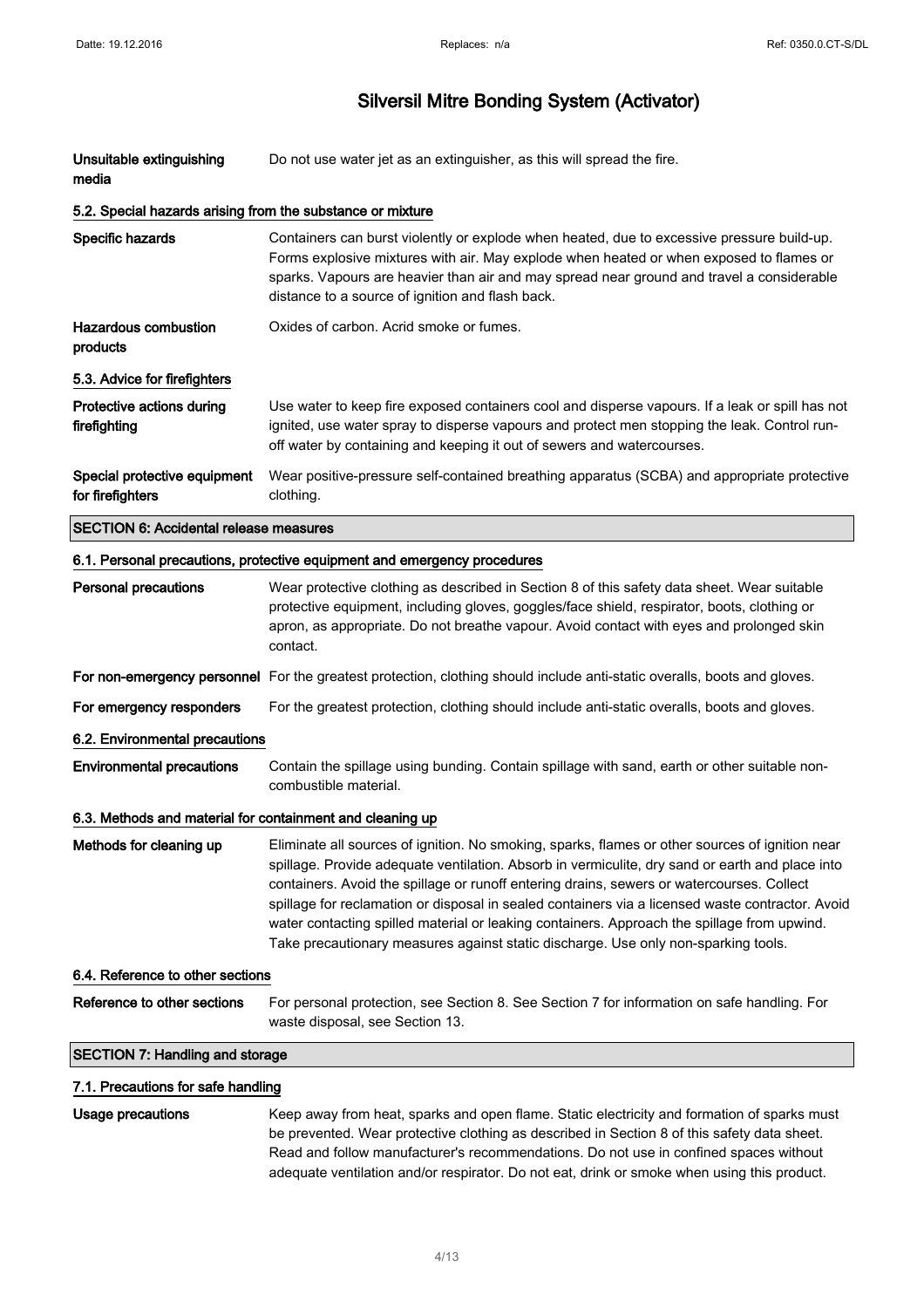| | |
|---|---|
| **Unsuitable extinguishing media** | Do not use water jet as an extinguisher, as this will spread the fire. |

#### 5.2. Special hazards arising from the substance or mixture

| | |
|---|---|
| **Specific hazards** | Containers can burst violently or explode when heated, due to excessive pressure build-up. Forms explosive mixtures with air. May explode when heated or when exposed to flames or sparks. Vapours are heavier than air and may spread near ground and travel a considerable distance to a source of ignition and flash back. |
| **Hazardous combustion products** | Oxides of carbon. Acrid smoke or fumes. |

#### 5.3. Advice for firefighters

| | |
|---|---|
| **Protective actions during firefighting** | Use water to keep fire exposed containers cool and disperse vapours. If a leak or spill has not ignited, use water spray to disperse vapours and protect men stopping the leak. Control run-off water by containing and keeping it out of sewers and watercourses. |
| **Special protective equipment for firefighters** | Wear positive-pressure self-contained breathing apparatus (SCBA) and appropriate protective clothing. |

### SECTION 6: Accidental release measures

#### 6.1. Personal precautions, protective equipment and emergency procedures

| | |
|---|---|
| **Personal precautions** | Wear protective clothing as described in Section 8 of this safety data sheet. Wear suitable protective equipment, including gloves, goggles/face shield, respirator, boots, clothing or apron, as appropriate. Do not breathe vapour. Avoid contact with eyes and prolonged skin contact. |
| **For non-emergency personnel** | For the greatest protection, clothing should include anti-static overalls, boots and gloves. |
| **For emergency responders** | For the greatest protection, clothing should include anti-static overalls, boots and gloves. |

#### 6.2. Environmental precautions

| | |
|---|---|
| **Environmental precautions** | Contain the spillage using bunding. Contain spillage with sand, earth or other suitable non-combustible material. |

#### 6.3. Methods and material for containment and cleaning up

| | |
|---|---|
| **Methods for cleaning up** | Eliminate all sources of ignition. No smoking, sparks, flames or other sources of ignition near spillage. Provide adequate ventilation. Absorb in vermiculite, dry sand or earth and place into containers. Avoid the spillage or runoff entering drains, sewers or watercourses. Collect spillage for reclamation or disposal in sealed containers via a licensed waste contractor. Avoid water contacting spilled material or leaking containers. Approach the spillage from upwind. Take precautionary measures against static discharge. Use only non-sparking tools. |

#### 6.4. Reference to other sections

| | |
|---|---|
| **Reference to other sections** | For personal protection, see Section 8. See Section 7 for information on safe handling. For waste disposal, see Section 13. |

### SECTION 7: Handling and storage

#### 7.1. Precautions for safe handling

| | |
|---|---|
| **Usage precautions** | Keep away from heat, sparks and open flame. Static electricity and formation of sparks must be prevented. Wear protective clothing as described in Section 8 of this safety data sheet. Read and follow manufacturer's recommendations. Do not use in confined spaces without adequate ventilation and/or respirator. Do not eat, drink or smoke when using this product. |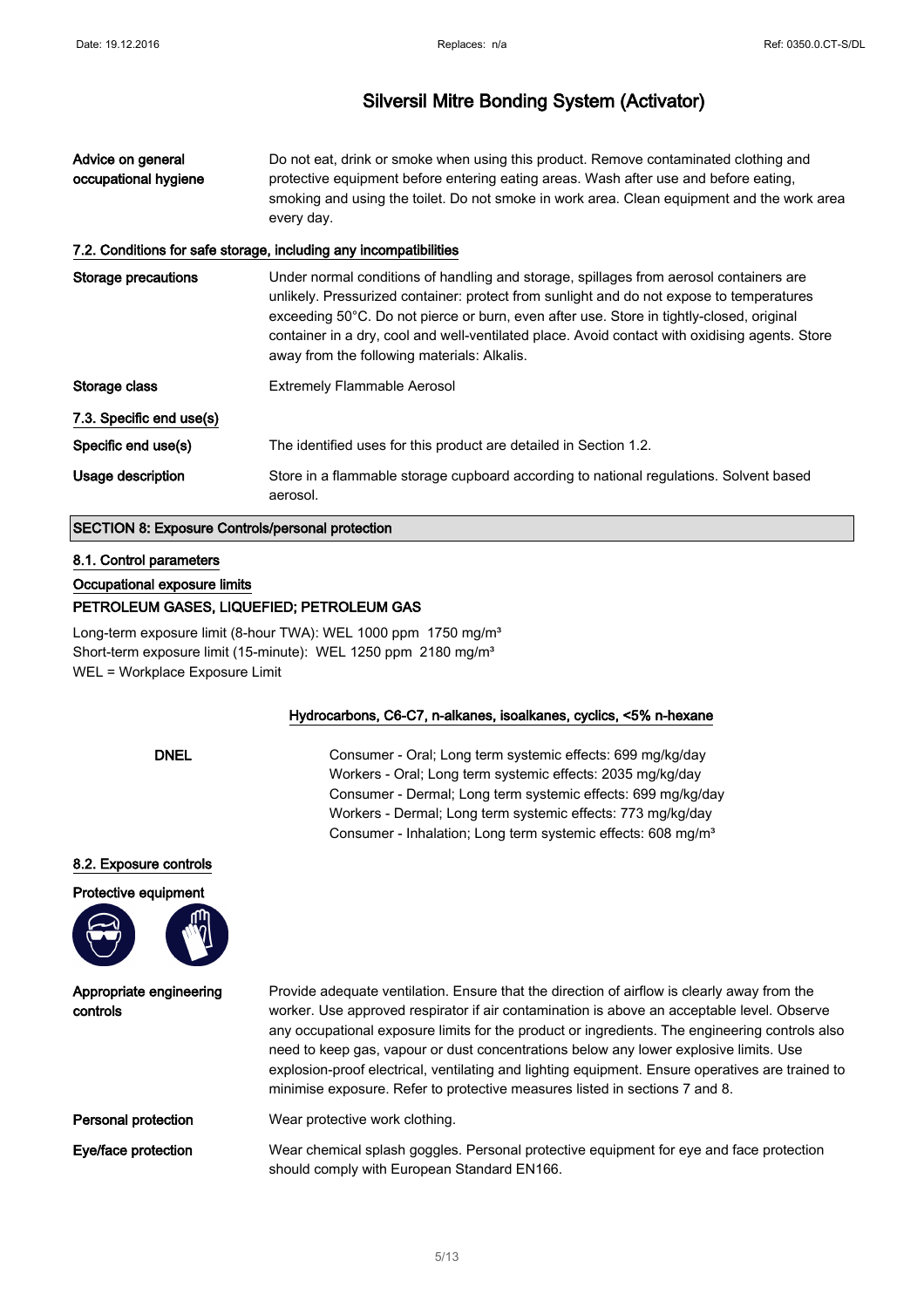# Silversil Mitre Bonding System (Activator)

| | |
|---|---|
| **Advice on general occupational hygiene** | Do not eat, drink or smoke when using this product. Remove contaminated clothing and protective equipment before entering eating areas. Wash after use and before eating, smoking and using the toilet. Do not smoke in work area. Clean equipment and the work area every day. |

### 7.2. Conditions for safe storage, including any incompatibilities

| | |
|---|---|
| **Storage precautions** | Under normal conditions of handling and storage, spillages from aerosol containers are unlikely. Pressurized container: protect from sunlight and do not expose to temperatures exceeding 50°C. Do not pierce or burn, even after use. Store in tightly-closed, original container in a dry, cool and well-ventilated place. Avoid contact with oxidising agents. Store away from the following materials: Alkalis. |
| **Storage class** | Extremely Flammable Aerosol |

### 7.3. Specific end use(s)

| | |
|---|---|
| **Specific end use(s)** | The identified uses for this product are detailed in Section 1.2. |
| **Usage description** | Store in a flammable storage cupboard according to national regulations. Solvent based aerosol. |

## SECTION 8: Exposure Controls/personal protection

### 8.1. Control parameters

#### Occupational exposure limits

**PETROLEUM GASES, LIQUEFIED; PETROLEUM GAS**

Long-term exposure limit (8-hour TWA): WEL 1000 ppm 1750 mg/m³
Short-term exposure limit (15-minute): WEL 1250 ppm 2180 mg/m³
WEL = Workplace Exposure Limit

**Hydrocarbons, C6-C7, n-alkanes, isoalkanes, cyclics, <5% n-hexane**

| | |
|---|---|
| **DNEL** | Consumer - Oral; Long term systemic effects: 699 mg/kg/day<br>Workers - Oral; Long term systemic effects: 2035 mg/kg/day<br>Consumer - Dermal; Long term systemic effects: 699 mg/kg/day<br>Workers - Dermal; Long term systemic effects: 773 mg/kg/day<br>Consumer - Inhalation; Long term systemic effects: 608 mg/m³ |

### 8.2. Exposure controls

**Protective equipment**

| | |
|---|---|
| **Appropriate engineering controls** | Provide adequate ventilation. Ensure that the direction of airflow is clearly away from the worker. Use approved respirator if air contamination is above an acceptable level. Observe any occupational exposure limits for the product or ingredients. The engineering controls also need to keep gas, vapour or dust concentrations below any lower explosive limits. Use explosion-proof electrical, ventilating and lighting equipment. Ensure operatives are trained to minimise exposure. Refer to protective measures listed in sections 7 and 8. |
| **Personal protection** | Wear protective work clothing. |
| **Eye/face protection** | Wear chemical splash goggles. Personal protective equipment for eye and face protection should comply with European Standard EN166. |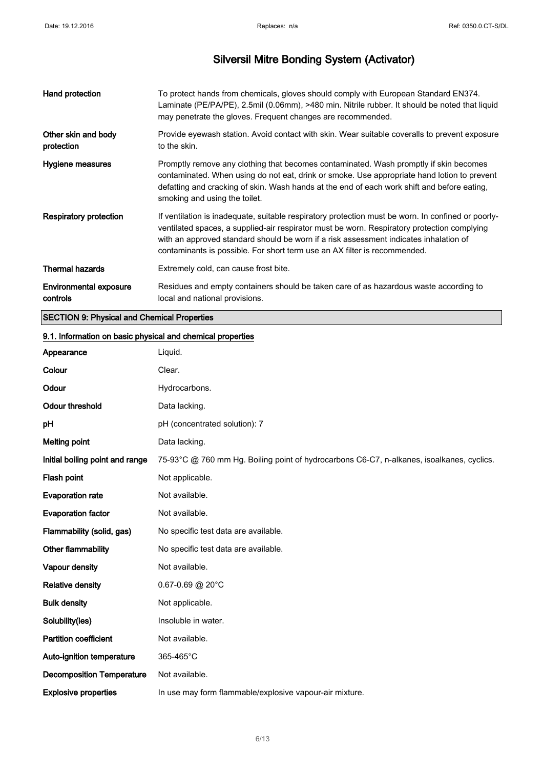| | |
|---|---|
| **Hand protection** | To protect hands from chemicals, gloves should comply with European Standard EN374. Laminate (PE/PA/PE), 2.5mil (0.06mm), >480 min. Nitrile rubber. It should be noted that liquid may penetrate the gloves. Frequent changes are recommended. |
| **Other skin and body protection** | Provide eyewash station. Avoid contact with skin. Wear suitable coveralls to prevent exposure to the skin. |
| **Hygiene measures** | Promptly remove any clothing that becomes contaminated. Wash promptly if skin becomes contaminated. When using do not eat, drink or smoke. Use appropriate hand lotion to prevent defatting and cracking of skin. Wash hands at the end of each work shift and before eating, smoking and using the toilet. |
| **Respiratory protection** | If ventilation is inadequate, suitable respiratory protection must be worn. In confined or poorly-ventilated spaces, a supplied-air respirator must be worn. Respiratory protection complying with an approved standard should be worn if a risk assessment indicates inhalation of contaminants is possible. For short term use an AX filter is recommended. |
| **Thermal hazards** | Extremely cold, can cause frost bite. |
| **Environmental exposure controls** | Residues and empty containers should be taken care of as hazardous waste according to local and national provisions. |

## SECTION 9: Physical and Chemical Properties

### 9.1. Information on basic physical and chemical properties

| | |
|---|---|
| **Appearance** | Liquid. |
| **Colour** | Clear. |
| **Odour** | Hydrocarbons. |
| **Odour threshold** | Data lacking. |
| **pH** | pH (concentrated solution): 7 |
| **Melting point** | Data lacking. |
| **Initial boiling point and range** | 75-93°C @ 760 mm Hg. Boiling point of hydrocarbons C6-C7, n-alkanes, isoalkanes, cyclics. |
| **Flash point** | Not applicable. |
| **Evaporation rate** | Not available. |
| **Evaporation factor** | Not available. |
| **Flammability (solid, gas)** | No specific test data are available. |
| **Other flammability** | No specific test data are available. |
| **Vapour density** | Not available. |
| **Relative density** | 0.67-0.69 @ 20°C |
| **Bulk density** | Not applicable. |
| **Solubility(ies)** | Insoluble in water. |
| **Partition coefficient** | Not available. |
| **Auto-ignition temperature** | 365-465°C |
| **Decomposition Temperature** | Not available. |
| **Explosive properties** | In use may form flammable/explosive vapour-air mixture. |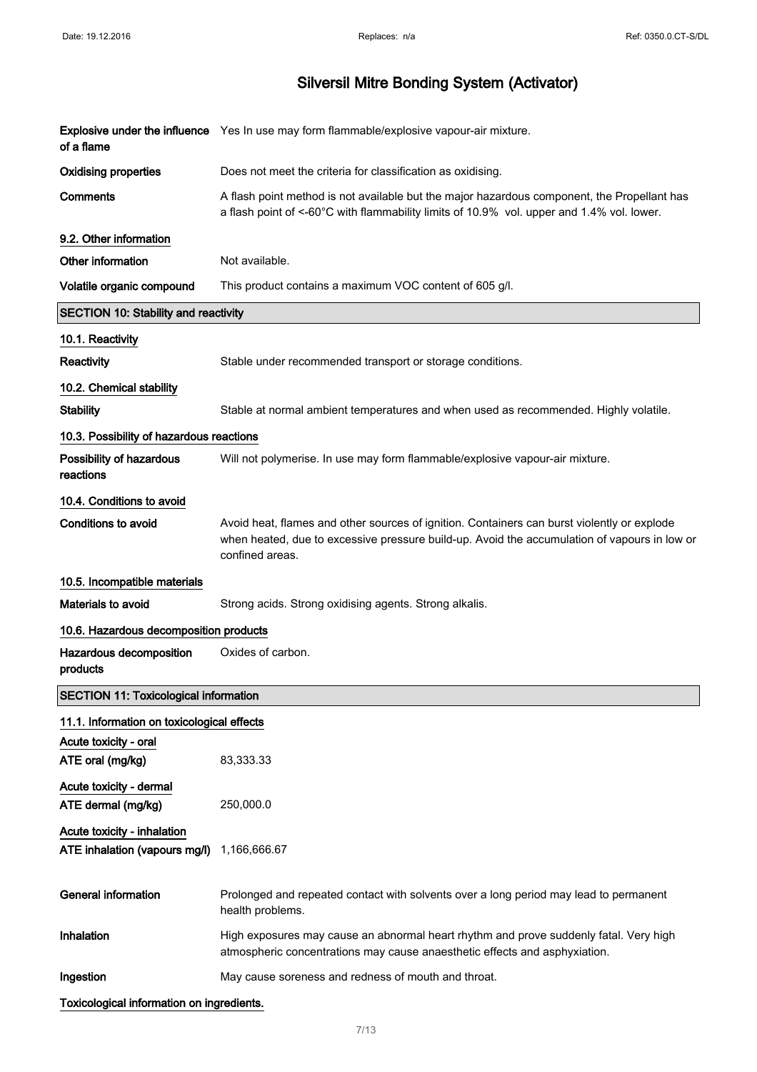# Silversil Mitre Bonding System (Activator)

| | |
|---|---|
| **Explosive under the influence of a flame** | Yes In use may form flammable/explosive vapour-air mixture. |
| **Oxidising properties** | Does not meet the criteria for classification as oxidising. |
| **Comments** | A flash point method is not available but the major hazardous component, the Propellant has a flash point of <-60°C with flammability limits of 10.9% vol. upper and 1.4% vol. lower. |

### 9.2. Other information

| | |
|---|---|
| **Other information** | Not available. |
| **Volatile organic compound** | This product contains a maximum VOC content of 605 g/l. |

## SECTION 10: Stability and reactivity

### 10.1. Reactivity

| | |
|---|---|
| **Reactivity** | Stable under recommended transport or storage conditions. |

### 10.2. Chemical stability

| | |
|---|---|
| **Stability** | Stable at normal ambient temperatures and when used as recommended. Highly volatile. |

### 10.3. Possibility of hazardous reactions

| | |
|---|---|
| **Possibility of hazardous reactions** | Will not polymerise. In use may form flammable/explosive vapour-air mixture. |

### 10.4. Conditions to avoid

| | |
|---|---|
| **Conditions to avoid** | Avoid heat, flames and other sources of ignition. Containers can burst violently or explode when heated, due to excessive pressure build-up. Avoid the accumulation of vapours in low or confined areas. |

### 10.5. Incompatible materials

| | |
|---|---|
| **Materials to avoid** | Strong acids. Strong oxidising agents. Strong alkalis. |

### 10.6. Hazardous decomposition products

| | |
|---|---|
| **Hazardous decomposition products** | Oxides of carbon. |

## SECTION 11: Toxicological information

### 11.1. Information on toxicological effects

**Acute toxicity - oral**

| | |
|---|---|
| **ATE oral (mg/kg)** | 83,333.33 |

**Acute toxicity - dermal**

| | |
|---|---|
| **ATE dermal (mg/kg)** | 250,000.0 |

**Acute toxicity - inhalation**

| | |
|---|---|
| **ATE inhalation (vapours mg/l)** | 1,166,666.67 |

| | |
|---|---|
| **General information** | Prolonged and repeated contact with solvents over a long period may lead to permanent health problems. |
| **Inhalation** | High exposures may cause an abnormal heart rhythm and prove suddenly fatal. Very high atmospheric concentrations may cause anaesthetic effects and asphyxiation. |
| **Ingestion** | May cause soreness and redness of mouth and throat. |

**Toxicological information on ingredients.**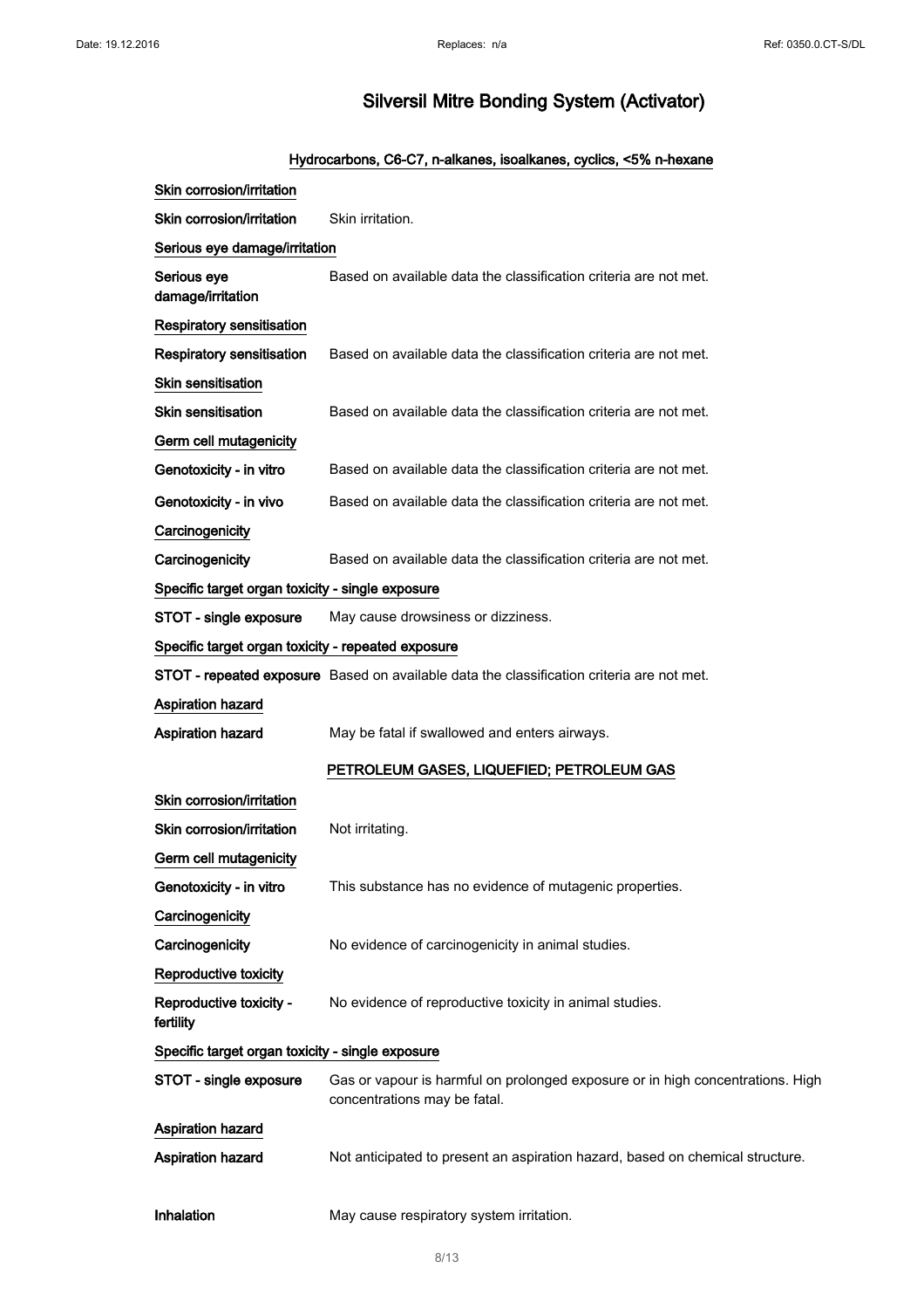# Silversil Mitre Bonding System (Activator)

## Hydrocarbons, C6-C7, n-alkanes, isoalkanes, cyclics, <5% n-hexane

**Skin corrosion/irritation**

**Skin corrosion/irritation** Skin irritation.

**Serious eye damage/irritation**

**Serious eye damage/irritation** Based on available data the classification criteria are not met.

**Respiratory sensitisation**

**Respiratory sensitisation** Based on available data the classification criteria are not met.

**Skin sensitisation**

**Skin sensitisation** Based on available data the classification criteria are not met.

**Germ cell mutagenicity**

**Genotoxicity - in vitro** Based on available data the classification criteria are not met.

**Genotoxicity - in vivo** Based on available data the classification criteria are not met.

**Carcinogenicity**

**Carcinogenicity** Based on available data the classification criteria are not met.

**Specific target organ toxicity - single exposure**

**STOT - single exposure** May cause drowsiness or dizziness.

**Specific target organ toxicity - repeated exposure**

**STOT - repeated exposure** Based on available data the classification criteria are not met.

**Aspiration hazard**

**Aspiration hazard** May be fatal if swallowed and enters airways.

## PETROLEUM GASES, LIQUEFIED; PETROLEUM GAS

**Skin corrosion/irritation**

**Skin corrosion/irritation** Not irritating.

**Germ cell mutagenicity**

**Genotoxicity - in vitro** This substance has no evidence of mutagenic properties.

**Carcinogenicity**

**Carcinogenicity** No evidence of carcinogenicity in animal studies.

**Reproductive toxicity**

**Reproductive toxicity - fertility** No evidence of reproductive toxicity in animal studies.

**Specific target organ toxicity - single exposure**

**STOT - single exposure** Gas or vapour is harmful on prolonged exposure or in high concentrations. High concentrations may be fatal.

**Aspiration hazard**

**Aspiration hazard** Not anticipated to present an aspiration hazard, based on chemical structure.

**Inhalation** May cause respiratory system irritation.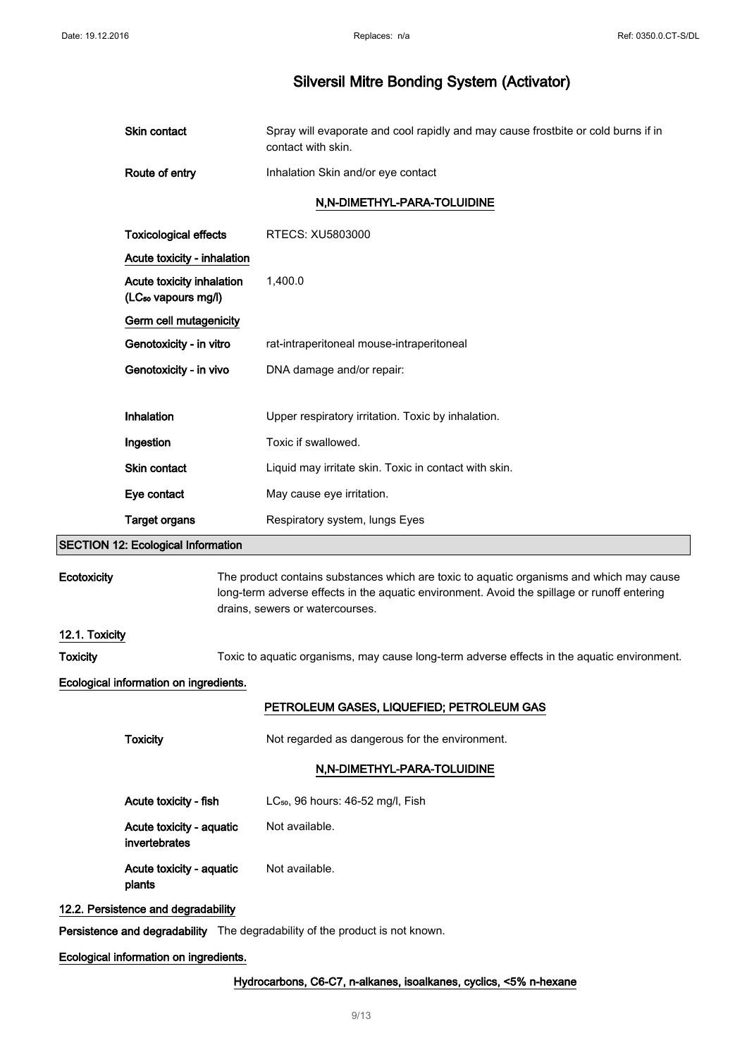| | |
|---|---|
| **Skin contact** | Spray will evaporate and cool rapidly and may cause frostbite or cold burns if in contact with skin. |
| **Route of entry** | Inhalation Skin and/or eye contact |

**N,N-DIMETHYL-PARA-TOLUIDINE**

| | |
|---|---|
| **Toxicological effects** | RTECS: XU5803000 |
| **Acute toxicity - inhalation** | |
| **Acute toxicity inhalation ($LC_{50}$ vapours mg/l)** | 1,400.0 |
| **Germ cell mutagenicity** | |
| **Genotoxicity - in vitro** | rat-intraperitoneal mouse-intraperitoneal |
| **Genotoxicity - in vivo** | DNA damage and/or repair: |
| **Inhalation** | Upper respiratory irritation. Toxic by inhalation. |
| **Ingestion** | Toxic if swallowed. |
| **Skin contact** | Liquid may irritate skin. Toxic in contact with skin. |
| **Eye contact** | May cause eye irritation. |
| **Target organs** | Respiratory system, lungs Eyes |

## SECTION 12: Ecological Information

**Ecotoxicity** The product contains substances which are toxic to aquatic organisms and which may cause long-term adverse effects in the aquatic environment. Avoid the spillage or runoff entering drains, sewers or watercourses.

### 12.1. Toxicity

**Toxicity** Toxic to aquatic organisms, may cause long-term adverse effects in the aquatic environment.

**Ecological information on ingredients.**

**PETROLEUM GASES, LIQUEFIED; PETROLEUM GAS**

**Toxicity** Not regarded as dangerous for the environment.

**N,N-DIMETHYL-PARA-TOLUIDINE**

| | |
|---|---|
| **Acute toxicity - fish** | $LC_{50}$, 96 hours: 46-52 mg/l, Fish |
| **Acute toxicity - aquatic invertebrates** | Not available. |
| **Acute toxicity - aquatic plants** | Not available. |

### 12.2. Persistence and degradability

**Persistence and degradability** The degradability of the product is not known.

**Ecological information on ingredients.**

**Hydrocarbons, C6-C7, n-alkanes, isoalkanes, cyclics, <5% n-hexane**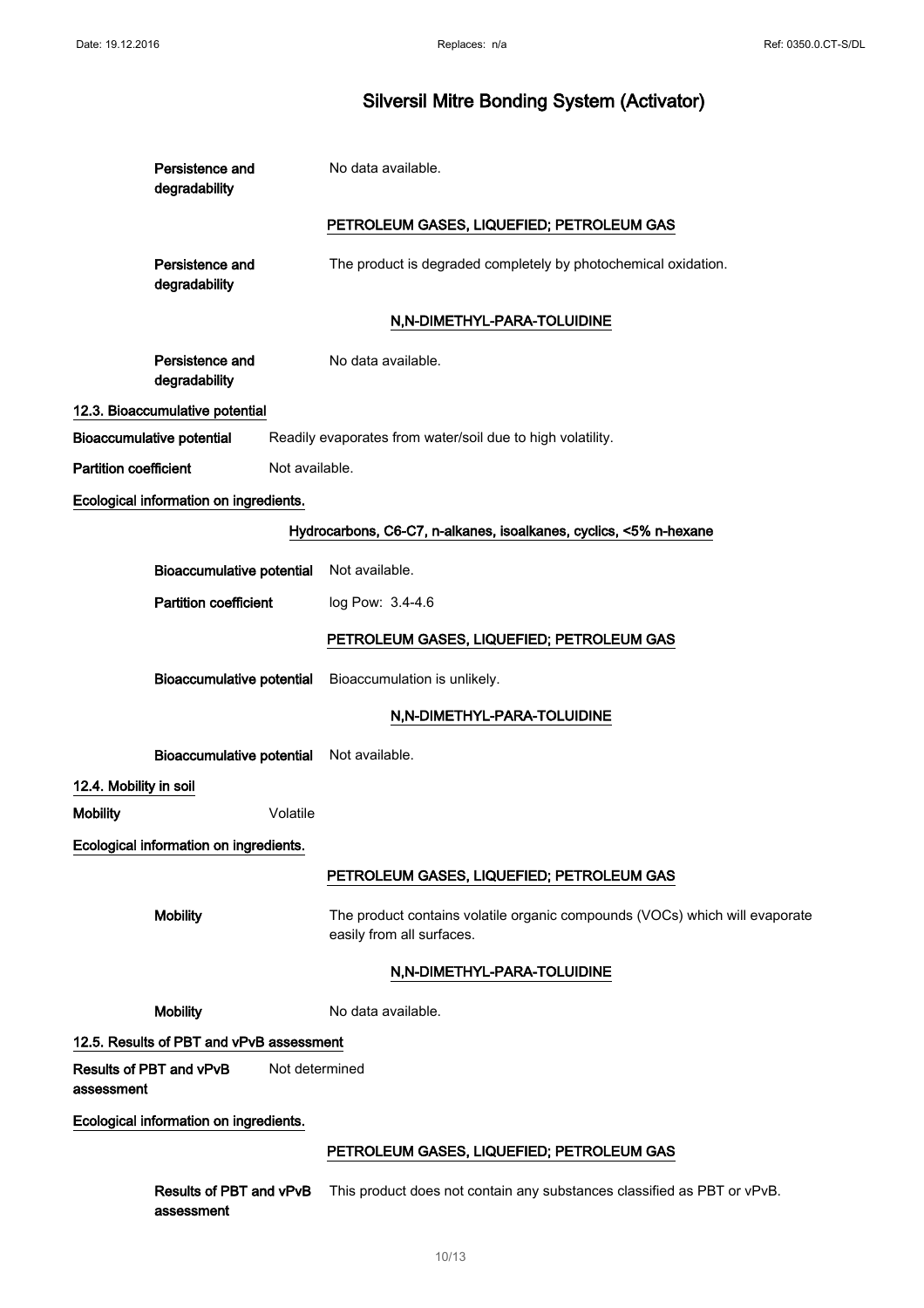**Persistence and degradability** No data available.

**PETROLEUM GASES, LIQUEFIED; PETROLEUM GAS**

**Persistence and degradability** The product is degraded completely by photochemical oxidation.

**N,N-DIMETHYL-PARA-TOLUIDINE**

**Persistence and degradability** No data available.

### 12.3. Bioaccumulative potential

**Bioaccumulative potential** Readily evaporates from water/soil due to high volatility.

**Partition coefficient** Not available.

**Ecological information on ingredients.**

**Hydrocarbons, C6-C7, n-alkanes, isoalkanes, cyclics, <5% n-hexane**

**Bioaccumulative potential** Not available.

**Partition coefficient** log Pow: 3.4-4.6

**PETROLEUM GASES, LIQUEFIED; PETROLEUM GAS**

**Bioaccumulative potential** Bioaccumulation is unlikely.

**N,N-DIMETHYL-PARA-TOLUIDINE**

**Bioaccumulative potential** Not available.

### 12.4. Mobility in soil

**Mobility** Volatile

**Ecological information on ingredients.**

**PETROLEUM GASES, LIQUEFIED; PETROLEUM GAS**

**Mobility** The product contains volatile organic compounds (VOCs) which will evaporate easily from all surfaces.

**N,N-DIMETHYL-PARA-TOLUIDINE**

**Mobility** No data available.

### 12.5. Results of PBT and vPvB assessment

**Results of PBT and vPvB assessment** Not determined

**Ecological information on ingredients.**

**PETROLEUM GASES, LIQUEFIED; PETROLEUM GAS**

**Results of PBT and vPvB assessment** This product does not contain any substances classified as PBT or vPvB.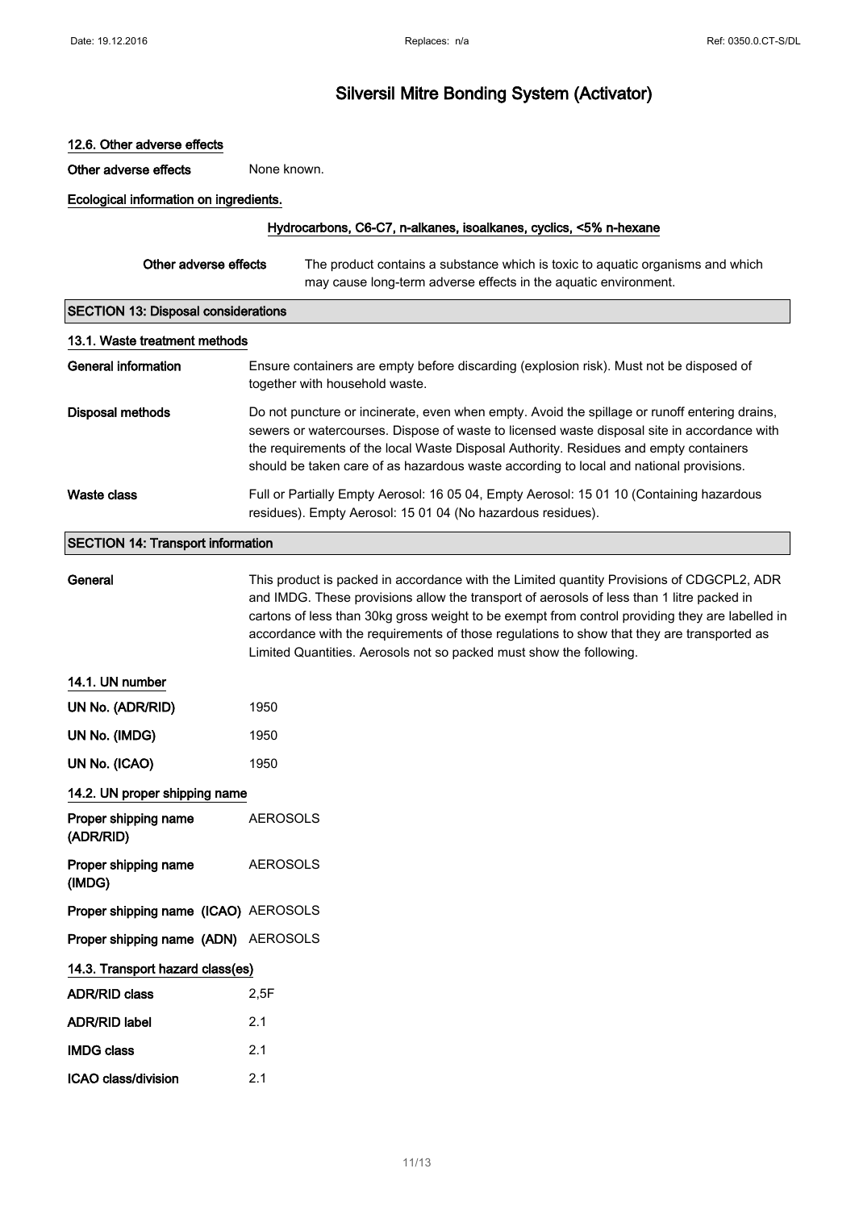## 12.6. Other adverse effects

**Other adverse effects** None known.

**Ecological information on ingredients.**

**Hydrocarbons, C6-C7, n-alkanes, isoalkanes, cyclics, <5% n-hexane**

**Other adverse effects** The product contains a substance which is toxic to aquatic organisms and which may cause long-term adverse effects in the aquatic environment.

## SECTION 13: Disposal considerations

### 13.1. Waste treatment methods

**General information** Ensure containers are empty before discarding (explosion risk). Must not be disposed of together with household waste.

**Disposal methods** Do not puncture or incinerate, even when empty. Avoid the spillage or runoff entering drains, sewers or watercourses. Dispose of waste to licensed waste disposal site in accordance with the requirements of the local Waste Disposal Authority. Residues and empty containers should be taken care of as hazardous waste according to local and national provisions.

**Waste class** Full or Partially Empty Aerosol: 16 05 04, Empty Aerosol: 15 01 10 (Containing hazardous residues). Empty Aerosol: 15 01 04 (No hazardous residues).

## SECTION 14: Transport information

**General** This product is packed in accordance with the Limited quantity Provisions of CDGCPL2, ADR and IMDG. These provisions allow the transport of aerosols of less than 1 litre packed in cartons of less than 30kg gross weight to be exempt from control providing they are labelled in accordance with the requirements of those regulations to show that they are transported as Limited Quantities. Aerosols not so packed must show the following.

### 14.1. UN number

**UN No. (ADR/RID)** 1950

**UN No. (IMDG)** 1950

**UN No. (ICAO)** 1950

### 14.2. UN proper shipping name

**Proper shipping name (ADR/RID)** AEROSOLS

**Proper shipping name (IMDG)** AEROSOLS

**Proper shipping name (ICAO)** AEROSOLS

**Proper shipping name (ADN)** AEROSOLS

### 14.3. Transport hazard class(es)

**ADR/RID class** 2,5F

**ADR/RID label** 2.1

**IMDG class** 2.1

**ICAO class/division** 2.1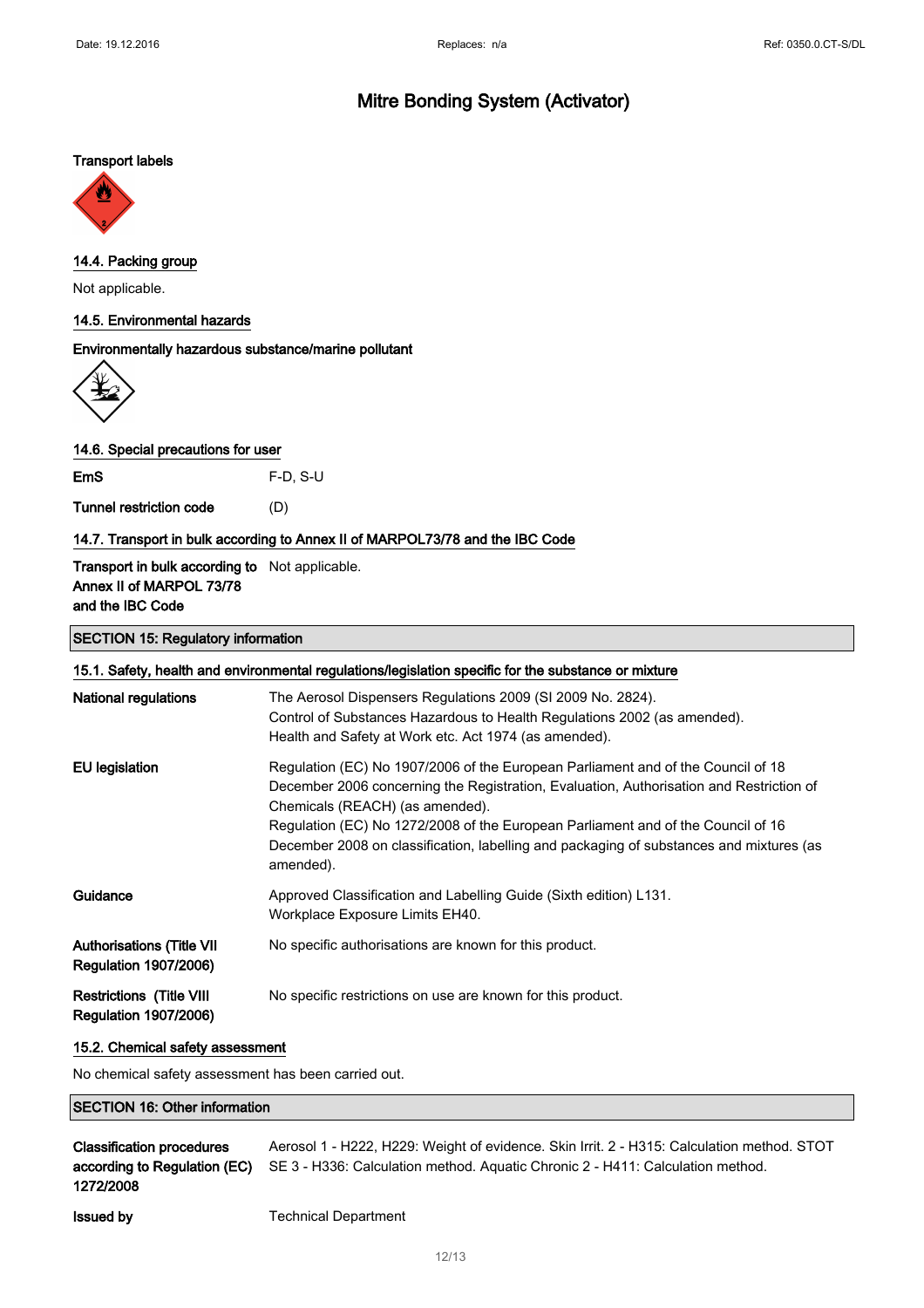**Transport labels**

### 14.4. Packing group

Not applicable.

### 14.5. Environmental hazards

**Environmentally hazardous substance/marine pollutant**

### 14.6. Special precautions for user

| | |
|---|---|
| **EmS** | F-D, S-U |
| **Tunnel restriction code** | (D) |

### 14.7. Transport in bulk according to Annex II of MARPOL73/78 and the IBC Code

| | |
|---|---|
| **Transport in bulk according to Annex II of MARPOL 73/78 and the IBC Code** | Not applicable. |

## SECTION 15: Regulatory information

### 15.1. Safety, health and environmental regulations/legislation specific for the substance or mixture

| | |
|---|---|
| **National regulations** | The Aerosol Dispensers Regulations 2009 (SI 2009 No. 2824).<br>Control of Substances Hazardous to Health Regulations 2002 (as amended).<br>Health and Safety at Work etc. Act 1974 (as amended). |
| **EU legislation** | Regulation (EC) No 1907/2006 of the European Parliament and of the Council of 18 December 2006 concerning the Registration, Evaluation, Authorisation and Restriction of Chemicals (REACH) (as amended).<br>Regulation (EC) No 1272/2008 of the European Parliament and of the Council of 16 December 2008 on classification, labelling and packaging of substances and mixtures (as amended). |
| **Guidance** | Approved Classification and Labelling Guide (Sixth edition) L131.<br>Workplace Exposure Limits EH40. |
| **Authorisations (Title VII Regulation 1907/2006)** | No specific authorisations are known for this product. |
| **Restrictions (Title VIII Regulation 1907/2006)** | No specific restrictions on use are known for this product. |

### 15.2. Chemical safety assessment

No chemical safety assessment has been carried out.

## SECTION 16: Other information

| | |
|---|---|
| **Classification procedures according to Regulation (EC) 1272/2008** | Aerosol 1 - H222, H229: Weight of evidence. Skin Irrit. 2 - H315: Calculation method. STOT SE 3 - H336: Calculation method. Aquatic Chronic 2 - H411: Calculation method. |
| **Issued by** | Technical Department |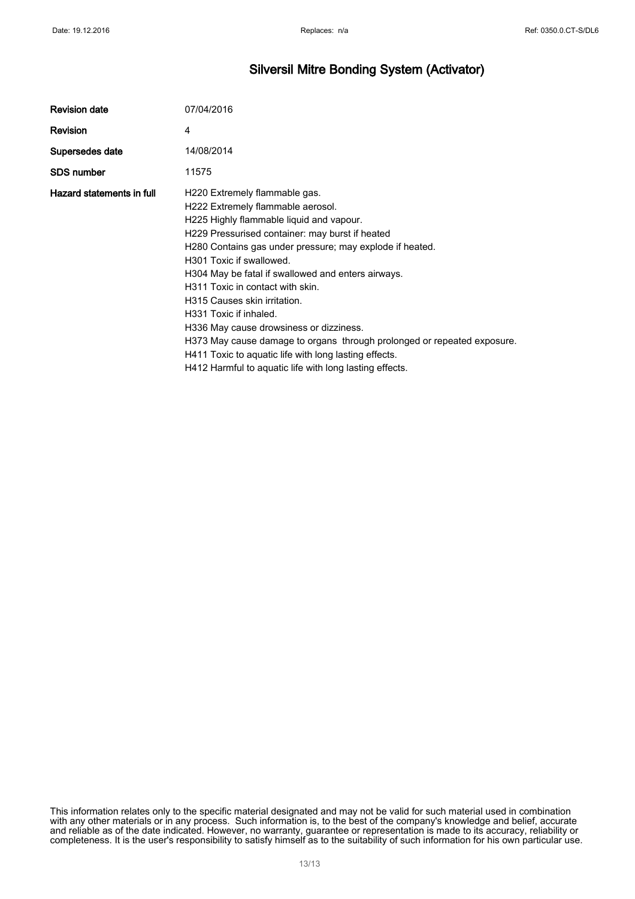# Silversil Mitre Bonding System (Activator)

| | |
|---|---|
| **Revision date** | 07/04/2016 |
| **Revision** | 4 |
| **Supersedes date** | 14/08/2014 |
| **SDS number** | 11575 |
| **Hazard statements in full** | H220 Extremely flammable gas.<br>H222 Extremely flammable aerosol.<br>H225 Highly flammable liquid and vapour.<br>H229 Pressurised container: may burst if heated<br>H280 Contains gas under pressure; may explode if heated.<br>H301 Toxic if swallowed.<br>H304 May be fatal if swallowed and enters airways.<br>H311 Toxic in contact with skin.<br>H315 Causes skin irritation.<br>H331 Toxic if inhaled.<br>H336 May cause drowsiness or dizziness.<br>H373 May cause damage to organs through prolonged or repeated exposure.<br>H411 Toxic to aquatic life with long lasting effects.<br>H412 Harmful to aquatic life with long lasting effects. |

This information relates only to the specific material designated and may not be valid for such material used in combination with any other materials or in any process. Such information is, to the best of the company's knowledge and belief, accurate and reliable as of the date indicated. However, no warranty, guarantee or representation is made to its accuracy, reliability or completeness. It is the user's responsibility to satisfy himself as to the suitability of such information for his own particular use.